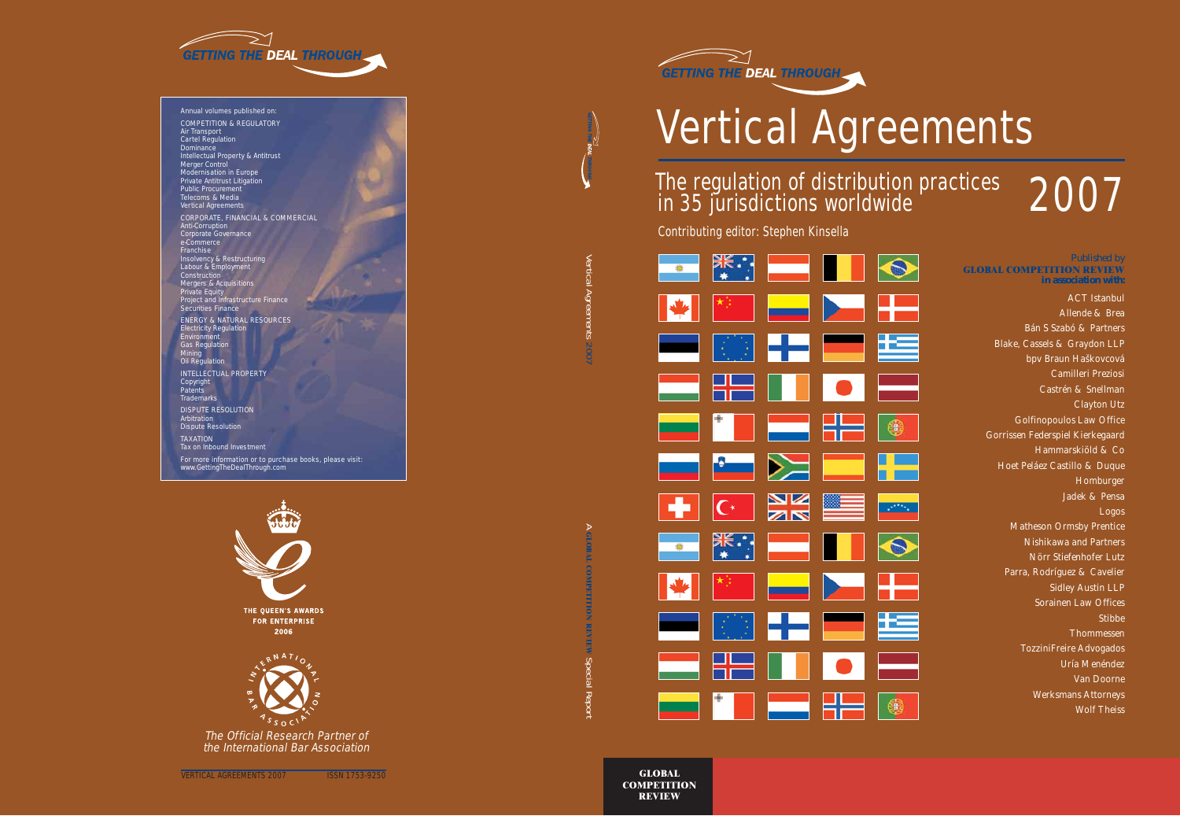GETTING THE DEAL THROUGH

Annual volumes published on:

COMPETITION & REGULATORY
Air Transport
Cartel Regulation
Dominance
Intellectual Property & Antitrust
Merger Control
Modernisation in Europe
Private Antitrust Litigation
Public Procurement
Telecoms & Media
Vertical Agreements

CORPORATE, FINANCIAL & COMMERCIAL
Anti-Corruption
Corporate Governance
e-Commerce
Franchise
Insolvency & Restructuring
Labour & Employment
Construction
Mergers & Acquisitions
Private Equity
Project and Infrastructure Finance
Securities Finance

ENERGY & NATURAL RESOURCES
Electricity Regulation
Environment
Gas Regulation
Mining
Oil Regulation

INTELLECTUAL PROPERTY
Copyright
Patents
Trademarks

DISPUTE RESOLUTION
Arbitration
Dispute Resolution

TAXATION
Tax on Inbound Investment

For more information or to purchase books, please visit:
www.GettingTheDealThrough.com

THE QUEEN'S AWARDS FOR ENTERPRISE 2006

INTERNATIONAL BAR ASSOCIATION

*The Official Research Partner of the International Bar Association*

VERTICAL AGREEMENTS 2007 ISSN 1753-9250

Vertical Agreements 2007

A GLOBAL COMPETITION REVIEW Special Report

GETTING THE DEAL THROUGH

# Vertical Agreements

## The regulation of distribution practices in 35 jurisdictions worldwide 2007

Contributing editor: Stephen Kinsella

Published by
GLOBAL COMPETITION REVIEW
in association with:

ACT Istanbul
Allende & Brea
Bán S Szabó & Partners
Blake, Cassels & Graydon LLP
bpv Braun Haškovcová
Camilleri Preziosi
Castrén & Snellman
Clayton Utz
Golfinopoulos Law Office
Gorrissen Federspiel Kierkegaard
Hammarskiöld & Co
Hoet Peláez Castillo & Duque
Homburger
Jadek & Pensa
Logos
Matheson Ormsby Prentice
Nishikawa and Partners
Nörr Stiefenhofer Lutz
Parra, Rodríguez & Cavelier
Sidley Austin LLP
Sorainen Law Offices
Stibbe
Thommessen
TozziniFreire Advogados
Uría Menéndez
Van Doorne
Werksmans Attorneys
Wolf Theiss

GLOBAL COMPETITION REVIEW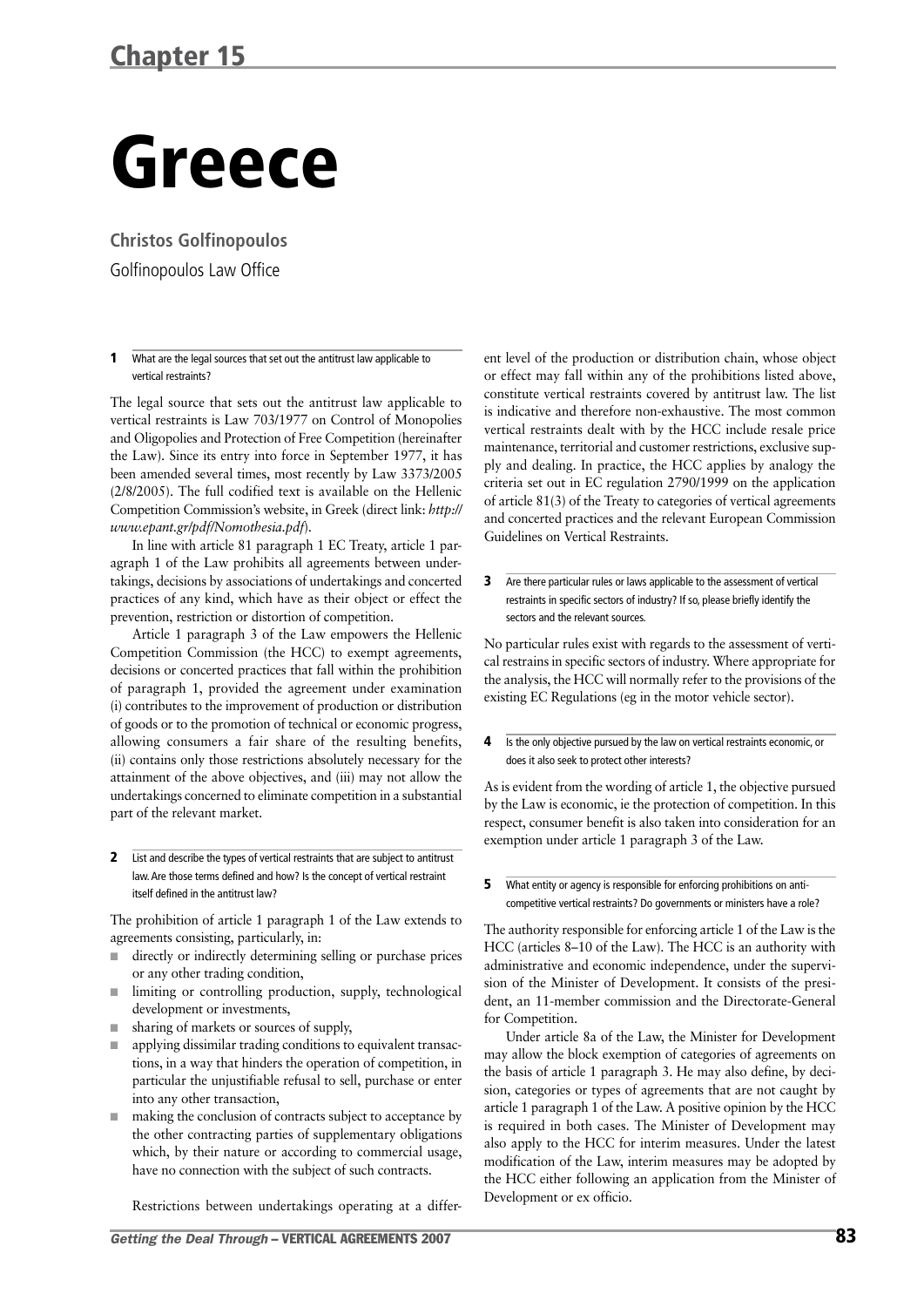# Chapter 15

# Greece

**Christos Golfinopoulos**

Golfinopoulos Law Office

**1** What are the legal sources that set out the antitrust law applicable to vertical restraints?

The legal source that sets out the antitrust law applicable to vertical restraints is Law 703/1977 on Control of Monopolies and Oligopolies and Protection of Free Competition (hereinafter the Law). Since its entry into force in September 1977, it has been amended several times, most recently by Law 3373/2005 (2/8/2005). The full codified text is available on the Hellenic Competition Commission's website, in Greek (direct link: *http://www.epant.gr/pdf/Nomothesia.pdf*).

In line with article 81 paragraph 1 EC Treaty, article 1 paragraph 1 of the Law prohibits all agreements between undertakings, decisions by associations of undertakings and concerted practices of any kind, which have as their object or effect the prevention, restriction or distortion of competition.

Article 1 paragraph 3 of the Law empowers the Hellenic Competition Commission (the HCC) to exempt agreements, decisions or concerted practices that fall within the prohibition of paragraph 1, provided the agreement under examination (i) contributes to the improvement of production or distribution of goods or to the promotion of technical or economic progress, allowing consumers a fair share of the resulting benefits, (ii) contains only those restrictions absolutely necessary for the attainment of the above objectives, and (iii) may not allow the undertakings concerned to eliminate competition in a substantial part of the relevant market.

**2** List and describe the types of vertical restraints that are subject to antitrust law. Are those terms defined and how? Is the concept of vertical restraint itself defined in the antitrust law?

The prohibition of article 1 paragraph 1 of the Law extends to agreements consisting, particularly, in:

- directly or indirectly determining selling or purchase prices or any other trading condition,
- limiting or controlling production, supply, technological development or investments,
- sharing of markets or sources of supply,
- applying dissimilar trading conditions to equivalent transactions, in a way that hinders the operation of competition, in particular the unjustifiable refusal to sell, purchase or enter into any other transaction,
- making the conclusion of contracts subject to acceptance by the other contracting parties of supplementary obligations which, by their nature or according to commercial usage, have no connection with the subject of such contracts.

Restrictions between undertakings operating at a different level of the production or distribution chain, whose object or effect may fall within any of the prohibitions listed above, constitute vertical restraints covered by antitrust law. The list is indicative and therefore non-exhaustive. The most common vertical restraints dealt with by the HCC include resale price maintenance, territorial and customer restrictions, exclusive supply and dealing. In practice, the HCC applies by analogy the criteria set out in EC regulation 2790/1999 on the application of article 81(3) of the Treaty to categories of vertical agreements and concerted practices and the relevant European Commission Guidelines on Vertical Restraints.

**3** Are there particular rules or laws applicable to the assessment of vertical restraints in specific sectors of industry? If so, please briefly identify the sectors and the relevant sources.

No particular rules exist with regards to the assessment of vertical restrains in specific sectors of industry. Where appropriate for the analysis, the HCC will normally refer to the provisions of the existing EC Regulations (eg in the motor vehicle sector).

**4** Is the only objective pursued by the law on vertical restraints economic, or does it also seek to protect other interests?

As is evident from the wording of article 1, the objective pursued by the Law is economic, ie the protection of competition. In this respect, consumer benefit is also taken into consideration for an exemption under article 1 paragraph 3 of the Law.

**5** What entity or agency is responsible for enforcing prohibitions on anti-competitive vertical restraints? Do governments or ministers have a role?

The authority responsible for enforcing article 1 of the Law is the HCC (articles 8–10 of the Law). The HCC is an authority with administrative and economic independence, under the supervision of the Minister of Development. It consists of the president, an 11-member commission and the Directorate-General for Competition.

Under article 8a of the Law, the Minister for Development may allow the block exemption of categories of agreements on the basis of article 1 paragraph 3. He may also define, by decision, categories or types of agreements that are not caught by article 1 paragraph 1 of the Law. A positive opinion by the HCC is required in both cases. The Minister of Development may also apply to the HCC for interim measures. Under the latest modification of the Law, interim measures may be adopted by the HCC either following an application from the Minister of Development or ex officio.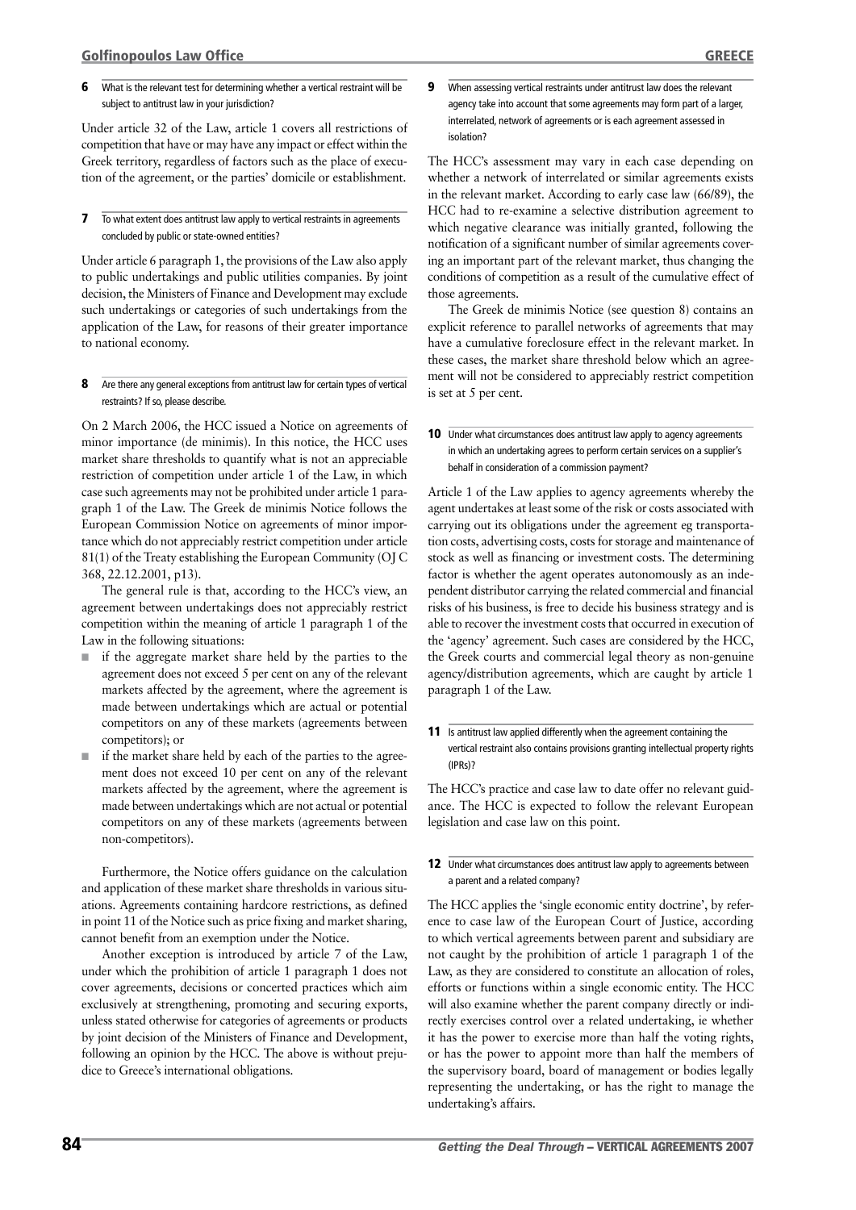**6** What is the relevant test for determining whether a vertical restraint will be subject to antitrust law in your jurisdiction?

Under article 32 of the Law, article 1 covers all restrictions of competition that have or may have any impact or effect within the Greek territory, regardless of factors such as the place of execution of the agreement, or the parties' domicile or establishment.

**7** To what extent does antitrust law apply to vertical restraints in agreements concluded by public or state-owned entities?

Under article 6 paragraph 1, the provisions of the Law also apply to public undertakings and public utilities companies. By joint decision, the Ministers of Finance and Development may exclude such undertakings or categories of such undertakings from the application of the Law, for reasons of their greater importance to national economy.

**8** Are there any general exceptions from antitrust law for certain types of vertical restraints? If so, please describe.

On 2 March 2006, the HCC issued a Notice on agreements of minor importance (de minimis). In this notice, the HCC uses market share thresholds to quantify what is not an appreciable restriction of competition under article 1 of the Law, in which case such agreements may not be prohibited under article 1 paragraph 1 of the Law. The Greek de minimis Notice follows the European Commission Notice on agreements of minor importance which do not appreciably restrict competition under article 81(1) of the Treaty establishing the European Community (OJ C 368, 22.12.2001, p13).

The general rule is that, according to the HCC's view, an agreement between undertakings does not appreciably restrict competition within the meaning of article 1 paragraph 1 of the Law in the following situations:

- if the aggregate market share held by the parties to the agreement does not exceed 5 per cent on any of the relevant markets affected by the agreement, where the agreement is made between undertakings which are actual or potential competitors on any of these markets (agreements between competitors); or
- if the market share held by each of the parties to the agreement does not exceed 10 per cent on any of the relevant markets affected by the agreement, where the agreement is made between undertakings which are not actual or potential competitors on any of these markets (agreements between non-competitors).

Furthermore, the Notice offers guidance on the calculation and application of these market share thresholds in various situations. Agreements containing hardcore restrictions, as defined in point 11 of the Notice such as price fixing and market sharing, cannot benefit from an exemption under the Notice.

Another exception is introduced by article 7 of the Law, under which the prohibition of article 1 paragraph 1 does not cover agreements, decisions or concerted practices which aim exclusively at strengthening, promoting and securing exports, unless stated otherwise for categories of agreements or products by joint decision of the Ministers of Finance and Development, following an opinion by the HCC. The above is without prejudice to Greece's international obligations.

**9** When assessing vertical restraints under antitrust law does the relevant agency take into account that some agreements may form part of a larger, interrelated, network of agreements or is each agreement assessed in isolation?

The HCC's assessment may vary in each case depending on whether a network of interrelated or similar agreements exists in the relevant market. According to early case law (66/89), the HCC had to re-examine a selective distribution agreement to which negative clearance was initially granted, following the notification of a significant number of similar agreements covering an important part of the relevant market, thus changing the conditions of competition as a result of the cumulative effect of those agreements.

The Greek de minimis Notice (see question 8) contains an explicit reference to parallel networks of agreements that may have a cumulative foreclosure effect in the relevant market. In these cases, the market share threshold below which an agreement will not be considered to appreciably restrict competition is set at 5 per cent.

**10** Under what circumstances does antitrust law apply to agency agreements in which an undertaking agrees to perform certain services on a supplier's behalf in consideration of a commission payment?

Article 1 of the Law applies to agency agreements whereby the agent undertakes at least some of the risk or costs associated with carrying out its obligations under the agreement eg transportation costs, advertising costs, costs for storage and maintenance of stock as well as financing or investment costs. The determining factor is whether the agent operates autonomously as an independent distributor carrying the related commercial and financial risks of his business, is free to decide his business strategy and is able to recover the investment costs that occurred in execution of the 'agency' agreement. Such cases are considered by the HCC, the Greek courts and commercial legal theory as non-genuine agency/distribution agreements, which are caught by article 1 paragraph 1 of the Law.

**11** Is antitrust law applied differently when the agreement containing the vertical restraint also contains provisions granting intellectual property rights (IPRs)?

The HCC's practice and case law to date offer no relevant guidance. The HCC is expected to follow the relevant European legislation and case law on this point.

**12** Under what circumstances does antitrust law apply to agreements between a parent and a related company?

The HCC applies the 'single economic entity doctrine', by reference to case law of the European Court of Justice, according to which vertical agreements between parent and subsidiary are not caught by the prohibition of article 1 paragraph 1 of the Law, as they are considered to constitute an allocation of roles, efforts or functions within a single economic entity. The HCC will also examine whether the parent company directly or indirectly exercises control over a related undertaking, ie whether it has the power to exercise more than half the voting rights, or has the power to appoint more than half the members of the supervisory board, board of management or bodies legally representing the undertaking, or has the right to manage the undertaking's affairs.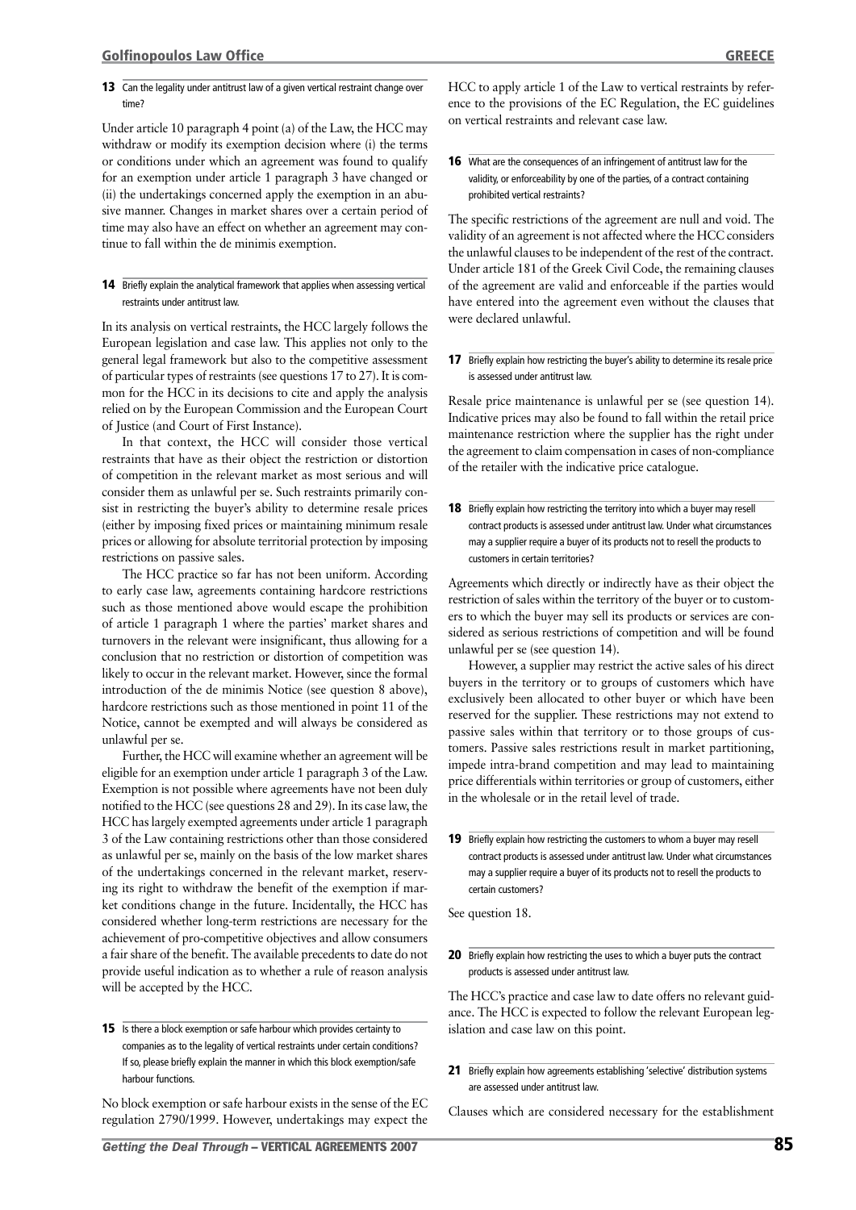**13** Can the legality under antitrust law of a given vertical restraint change over time?

Under article 10 paragraph 4 point (a) of the Law, the HCC may withdraw or modify its exemption decision where (i) the terms or conditions under which an agreement was found to qualify for an exemption under article 1 paragraph 3 have changed or (ii) the undertakings concerned apply the exemption in an abusive manner. Changes in market shares over a certain period of time may also have an effect on whether an agreement may continue to fall within the de minimis exemption.

**14** Briefly explain the analytical framework that applies when assessing vertical restraints under antitrust law.

In its analysis on vertical restraints, the HCC largely follows the European legislation and case law. This applies not only to the general legal framework but also to the competitive assessment of particular types of restraints (see questions 17 to 27). It is common for the HCC in its decisions to cite and apply the analysis relied on by the European Commission and the European Court of Justice (and Court of First Instance).

In that context, the HCC will consider those vertical restraints that have as their object the restriction or distortion of competition in the relevant market as most serious and will consider them as unlawful per se. Such restraints primarily consist in restricting the buyer's ability to determine resale prices (either by imposing fixed prices or maintaining minimum resale prices or allowing for absolute territorial protection by imposing restrictions on passive sales.

The HCC practice so far has not been uniform. According to early case law, agreements containing hardcore restrictions such as those mentioned above would escape the prohibition of article 1 paragraph 1 where the parties' market shares and turnovers in the relevant were insignificant, thus allowing for a conclusion that no restriction or distortion of competition was likely to occur in the relevant market. However, since the formal introduction of the de minimis Notice (see question 8 above), hardcore restrictions such as those mentioned in point 11 of the Notice, cannot be exempted and will always be considered as unlawful per se.

Further, the HCC will examine whether an agreement will be eligible for an exemption under article 1 paragraph 3 of the Law. Exemption is not possible where agreements have not been duly notified to the HCC (see questions 28 and 29). In its case law, the HCC has largely exempted agreements under article 1 paragraph 3 of the Law containing restrictions other than those considered as unlawful per se, mainly on the basis of the low market shares of the undertakings concerned in the relevant market, reserving its right to withdraw the benefit of the exemption if market conditions change in the future. Incidentally, the HCC has considered whether long-term restrictions are necessary for the achievement of pro-competitive objectives and allow consumers a fair share of the benefit. The available precedents to date do not provide useful indication as to whether a rule of reason analysis will be accepted by the HCC.

**15** Is there a block exemption or safe harbour which provides certainty to companies as to the legality of vertical restraints under certain conditions? If so, please briefly explain the manner in which this block exemption/safe harbour functions.

No block exemption or safe harbour exists in the sense of the EC regulation 2790/1999. However, undertakings may expect the HCC to apply article 1 of the Law to vertical restraints by reference to the provisions of the EC Regulation, the EC guidelines on vertical restraints and relevant case law.

**16** What are the consequences of an infringement of antitrust law for the validity, or enforceability by one of the parties, of a contract containing prohibited vertical restraints?

The specific restrictions of the agreement are null and void. The validity of an agreement is not affected where the HCC considers the unlawful clauses to be independent of the rest of the contract. Under article 181 of the Greek Civil Code, the remaining clauses of the agreement are valid and enforceable if the parties would have entered into the agreement even without the clauses that were declared unlawful.

**17** Briefly explain how restricting the buyer's ability to determine its resale price is assessed under antitrust law.

Resale price maintenance is unlawful per se (see question 14). Indicative prices may also be found to fall within the retail price maintenance restriction where the supplier has the right under the agreement to claim compensation in cases of non-compliance of the retailer with the indicative price catalogue.

**18** Briefly explain how restricting the territory into which a buyer may resell contract products is assessed under antitrust law. Under what circumstances may a supplier require a buyer of its products not to resell the products to customers in certain territories?

Agreements which directly or indirectly have as their object the restriction of sales within the territory of the buyer or to customers to which the buyer may sell its products or services are considered as serious restrictions of competition and will be found unlawful per se (see question 14).

However, a supplier may restrict the active sales of his direct buyers in the territory or to groups of customers which have exclusively been allocated to other buyer or which have been reserved for the supplier. These restrictions may not extend to passive sales within that territory or to those groups of customers. Passive sales restrictions result in market partitioning, impede intra-brand competition and may lead to maintaining price differentials within territories or group of customers, either in the wholesale or in the retail level of trade.

**19** Briefly explain how restricting the customers to whom a buyer may resell contract products is assessed under antitrust law. Under what circumstances may a supplier require a buyer of its products not to resell the products to certain customers?

See question 18.

**20** Briefly explain how restricting the uses to which a buyer puts the contract products is assessed under antitrust law.

The HCC's practice and case law to date offers no relevant guidance. The HCC is expected to follow the relevant European legislation and case law on this point.

**21** Briefly explain how agreements establishing 'selective' distribution systems are assessed under antitrust law.

Clauses which are considered necessary for the establishment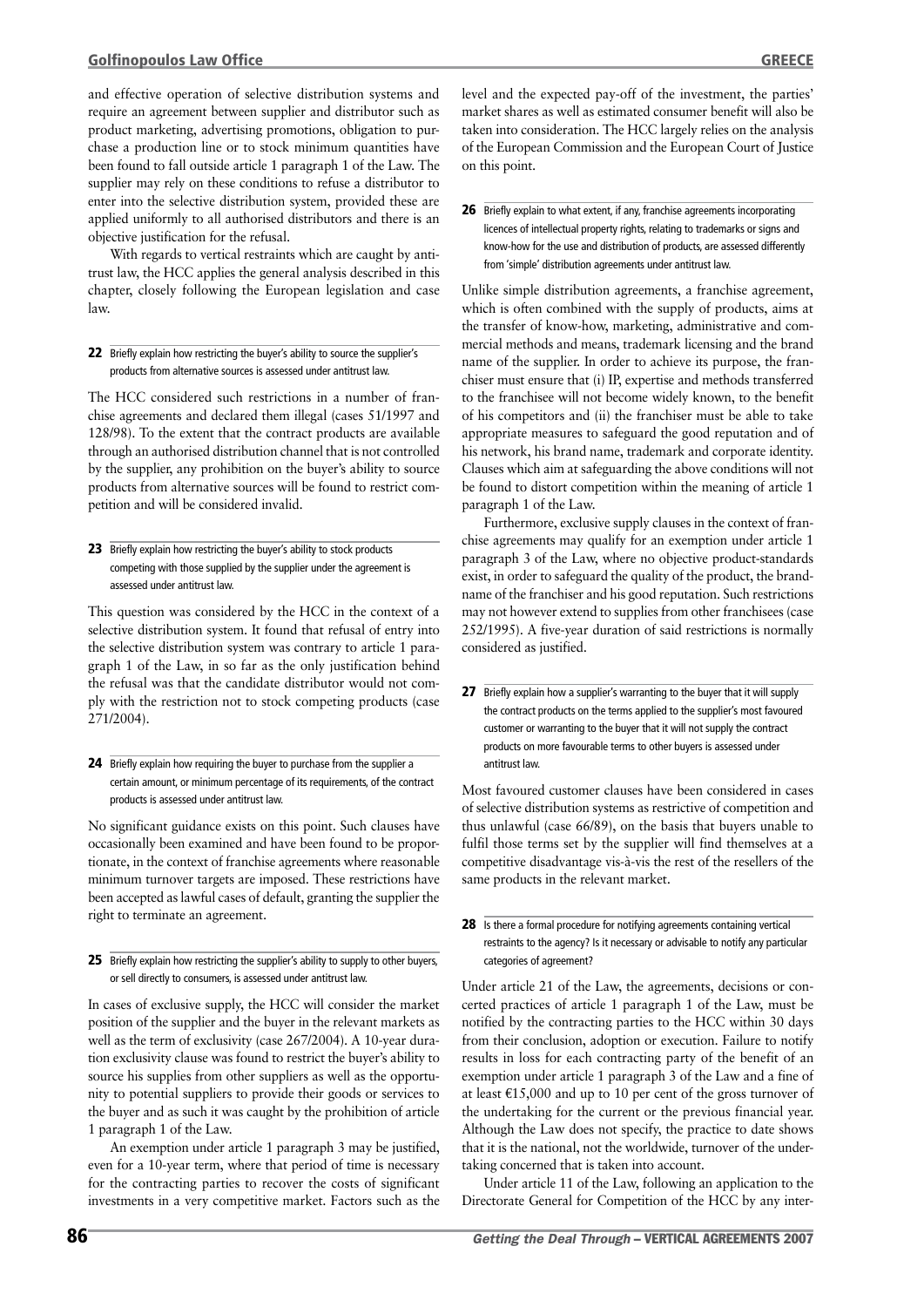and effective operation of selective distribution systems and require an agreement between supplier and distributor such as product marketing, advertising promotions, obligation to purchase a production line or to stock minimum quantities have been found to fall outside article 1 paragraph 1 of the Law. The supplier may rely on these conditions to refuse a distributor to enter into the selective distribution system, provided these are applied uniformly to all authorised distributors and there is an objective justification for the refusal.

With regards to vertical restraints which are caught by antitrust law, the HCC applies the general analysis described in this chapter, closely following the European legislation and case law.

**22** Briefly explain how restricting the buyer's ability to source the supplier's products from alternative sources is assessed under antitrust law.

The HCC considered such restrictions in a number of franchise agreements and declared them illegal (cases 51/1997 and 128/98). To the extent that the contract products are available through an authorised distribution channel that is not controlled by the supplier, any prohibition on the buyer's ability to source products from alternative sources will be found to restrict competition and will be considered invalid.

**23** Briefly explain how restricting the buyer's ability to stock products competing with those supplied by the supplier under the agreement is assessed under antitrust law.

This question was considered by the HCC in the context of a selective distribution system. It found that refusal of entry into the selective distribution system was contrary to article 1 paragraph 1 of the Law, in so far as the only justification behind the refusal was that the candidate distributor would not comply with the restriction not to stock competing products (case 271/2004).

**24** Briefly explain how requiring the buyer to purchase from the supplier a certain amount, or minimum percentage of its requirements, of the contract products is assessed under antitrust law.

No significant guidance exists on this point. Such clauses have occasionally been examined and have been found to be proportionate, in the context of franchise agreements where reasonable minimum turnover targets are imposed. These restrictions have been accepted as lawful cases of default, granting the supplier the right to terminate an agreement.

**25** Briefly explain how restricting the supplier's ability to supply to other buyers, or sell directly to consumers, is assessed under antitrust law.

In cases of exclusive supply, the HCC will consider the market position of the supplier and the buyer in the relevant markets as well as the term of exclusivity (case 267/2004). A 10-year duration exclusivity clause was found to restrict the buyer's ability to source his supplies from other suppliers as well as the opportunity to potential suppliers to provide their goods or services to the buyer and as such it was caught by the prohibition of article 1 paragraph 1 of the Law.

An exemption under article 1 paragraph 3 may be justified, even for a 10-year term, where that period of time is necessary for the contracting parties to recover the costs of significant investments in a very competitive market. Factors such as the level and the expected pay-off of the investment, the parties' market shares as well as estimated consumer benefit will also be taken into consideration. The HCC largely relies on the analysis of the European Commission and the European Court of Justice on this point.

**26** Briefly explain to what extent, if any, franchise agreements incorporating licences of intellectual property rights, relating to trademarks or signs and know-how for the use and distribution of products, are assessed differently from 'simple' distribution agreements under antitrust law.

Unlike simple distribution agreements, a franchise agreement, which is often combined with the supply of products, aims at the transfer of know-how, marketing, administrative and commercial methods and means, trademark licensing and the brand name of the supplier. In order to achieve its purpose, the franchiser must ensure that (i) IP, expertise and methods transferred to the franchisee will not become widely known, to the benefit of his competitors and (ii) the franchiser must be able to take appropriate measures to safeguard the good reputation and of his network, his brand name, trademark and corporate identity. Clauses which aim at safeguarding the above conditions will not be found to distort competition within the meaning of article 1 paragraph 1 of the Law.

Furthermore, exclusive supply clauses in the context of franchise agreements may qualify for an exemption under article 1 paragraph 3 of the Law, where no objective product-standards exist, in order to safeguard the quality of the product, the brand-name of the franchiser and his good reputation. Such restrictions may not however extend to supplies from other franchisees (case 252/1995). A five-year duration of said restrictions is normally considered as justified.

**27** Briefly explain how a supplier's warranting to the buyer that it will supply the contract products on the terms applied to the supplier's most favoured customer or warranting to the buyer that it will not supply the contract products on more favourable terms to other buyers is assessed under antitrust law.

Most favoured customer clauses have been considered in cases of selective distribution systems as restrictive of competition and thus unlawful (case 66/89), on the basis that buyers unable to fulfil those terms set by the supplier will find themselves at a competitive disadvantage vis-à-vis the rest of the resellers of the same products in the relevant market.

**28** Is there a formal procedure for notifying agreements containing vertical restraints to the agency? Is it necessary or advisable to notify any particular categories of agreement?

Under article 21 of the Law, the agreements, decisions or concerted practices of article 1 paragraph 1 of the Law, must be notified by the contracting parties to the HCC within 30 days from their conclusion, adoption or execution. Failure to notify results in loss for each contracting party of the benefit of an exemption under article 1 paragraph 3 of the Law and a fine of at least €15,000 and up to 10 per cent of the gross turnover of the undertaking for the current or the previous financial year. Although the Law does not specify, the practice to date shows that it is the national, not the worldwide, turnover of the undertaking concerned that is taken into account.

Under article 11 of the Law, following an application to the Directorate General for Competition of the HCC by any inter-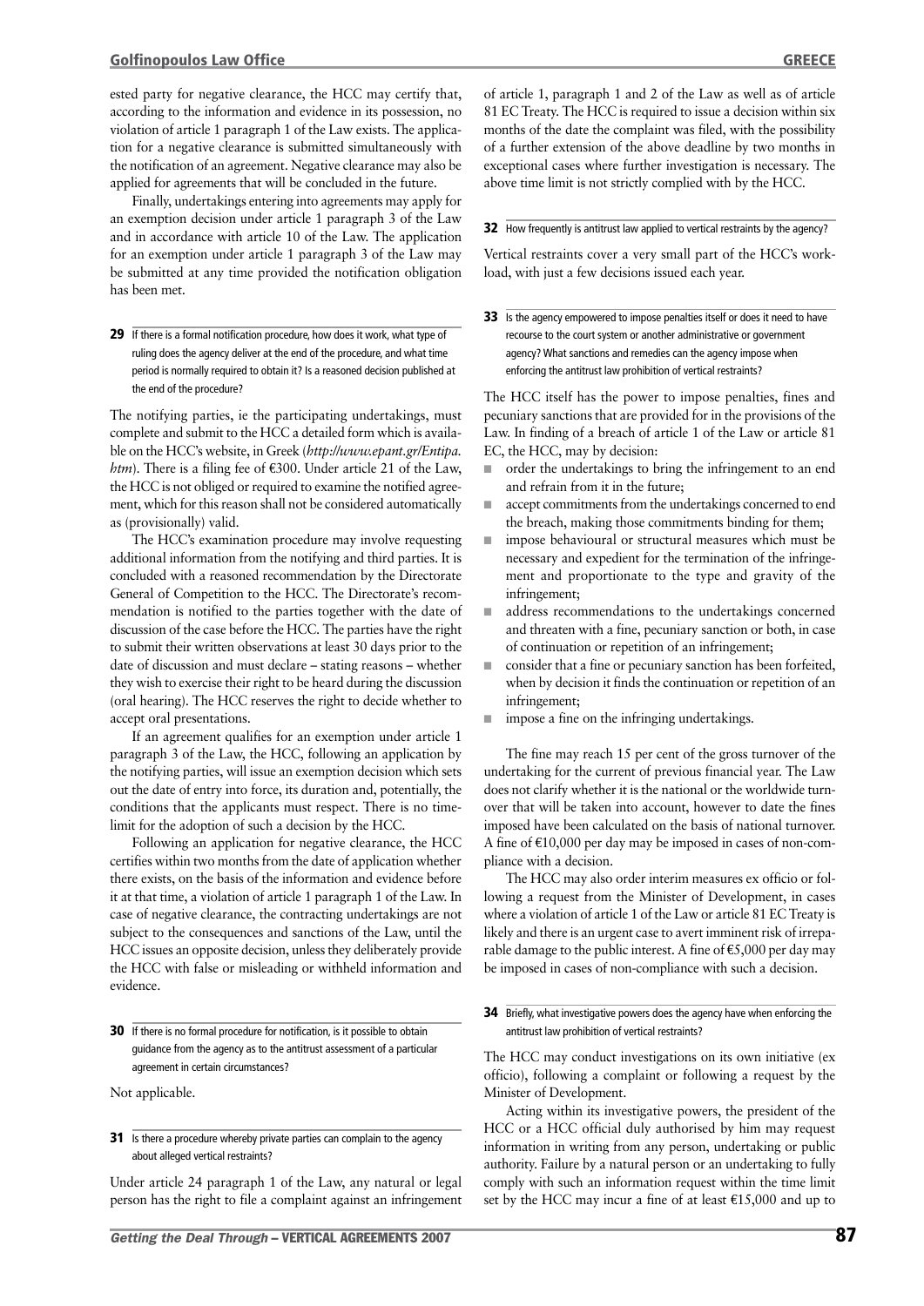ested party for negative clearance, the HCC may certify that, according to the information and evidence in its possession, no violation of article 1 paragraph 1 of the Law exists. The application for a negative clearance is submitted simultaneously with the notification of an agreement. Negative clearance may also be applied for agreements that will be concluded in the future.

Finally, undertakings entering into agreements may apply for an exemption decision under article 1 paragraph 3 of the Law and in accordance with article 10 of the Law. The application for an exemption under article 1 paragraph 3 of the Law may be submitted at any time provided the notification obligation has been met.

**29** If there is a formal notification procedure, how does it work, what type of ruling does the agency deliver at the end of the procedure, and what time period is normally required to obtain it? Is a reasoned decision published at the end of the procedure?

The notifying parties, ie the participating undertakings, must complete and submit to the HCC a detailed form which is available on the HCC's website, in Greek (*http://www.epant.gr/Entipa.htm*). There is a filing fee of €300. Under article 21 of the Law, the HCC is not obliged or required to examine the notified agreement, which for this reason shall not be considered automatically as (provisionally) valid.

The HCC's examination procedure may involve requesting additional information from the notifying and third parties. It is concluded with a reasoned recommendation by the Directorate General of Competition to the HCC. The Directorate's recommendation is notified to the parties together with the date of discussion of the case before the HCC. The parties have the right to submit their written observations at least 30 days prior to the date of discussion and must declare – stating reasons – whether they wish to exercise their right to be heard during the discussion (oral hearing). The HCC reserves the right to decide whether to accept oral presentations.

If an agreement qualifies for an exemption under article 1 paragraph 3 of the Law, the HCC, following an application by the notifying parties, will issue an exemption decision which sets out the date of entry into force, its duration and, potentially, the conditions that the applicants must respect. There is no time-limit for the adoption of such a decision by the HCC.

Following an application for negative clearance, the HCC certifies within two months from the date of application whether there exists, on the basis of the information and evidence before it at that time, a violation of article 1 paragraph 1 of the Law. In case of negative clearance, the contracting undertakings are not subject to the consequences and sanctions of the Law, until the HCC issues an opposite decision, unless they deliberately provide the HCC with false or misleading or withheld information and evidence.

**30** If there is no formal procedure for notification, is it possible to obtain guidance from the agency as to the antitrust assessment of a particular agreement in certain circumstances?

Not applicable.

**31** Is there a procedure whereby private parties can complain to the agency about alleged vertical restraints?

Under article 24 paragraph 1 of the Law, any natural or legal person has the right to file a complaint against an infringement of article 1, paragraph 1 and 2 of the Law as well as of article 81 EC Treaty. The HCC is required to issue a decision within six months of the date the complaint was filed, with the possibility of a further extension of the above deadline by two months in exceptional cases where further investigation is necessary. The above time limit is not strictly complied with by the HCC.

**32** How frequently is antitrust law applied to vertical restraints by the agency?

Vertical restraints cover a very small part of the HCC's workload, with just a few decisions issued each year.

**33** Is the agency empowered to impose penalties itself or does it need to have recourse to the court system or another administrative or government agency? What sanctions and remedies can the agency impose when enforcing the antitrust law prohibition of vertical restraints?

The HCC itself has the power to impose penalties, fines and pecuniary sanctions that are provided for in the provisions of the Law. In finding of a breach of article 1 of the Law or article 81 EC, the HCC, may by decision:

- order the undertakings to bring the infringement to an end and refrain from it in the future;
- accept commitments from the undertakings concerned to end the breach, making those commitments binding for them;
- impose behavioural or structural measures which must be necessary and expedient for the termination of the infringement and proportionate to the type and gravity of the infringement;
- address recommendations to the undertakings concerned and threaten with a fine, pecuniary sanction or both, in case of continuation or repetition of an infringement;
- consider that a fine or pecuniary sanction has been forfeited, when by decision it finds the continuation or repetition of an infringement;
- impose a fine on the infringing undertakings.

The fine may reach 15 per cent of the gross turnover of the undertaking for the current of previous financial year. The Law does not clarify whether it is the national or the worldwide turnover that will be taken into account, however to date the fines imposed have been calculated on the basis of national turnover. A fine of €10,000 per day may be imposed in cases of non-compliance with a decision.

The HCC may also order interim measures ex officio or following a request from the Minister of Development, in cases where a violation of article 1 of the Law or article 81 EC Treaty is likely and there is an urgent case to avert imminent risk of irreparable damage to the public interest. A fine of €5,000 per day may be imposed in cases of non-compliance with such a decision.

**34** Briefly, what investigative powers does the agency have when enforcing the antitrust law prohibition of vertical restraints?

The HCC may conduct investigations on its own initiative (ex officio), following a complaint or following a request by the Minister of Development.

Acting within its investigative powers, the president of the HCC or a HCC official duly authorised by him may request information in writing from any person, undertaking or public authority. Failure by a natural person or an undertaking to fully comply with such an information request within the time limit set by the HCC may incur a fine of at least €15,000 and up to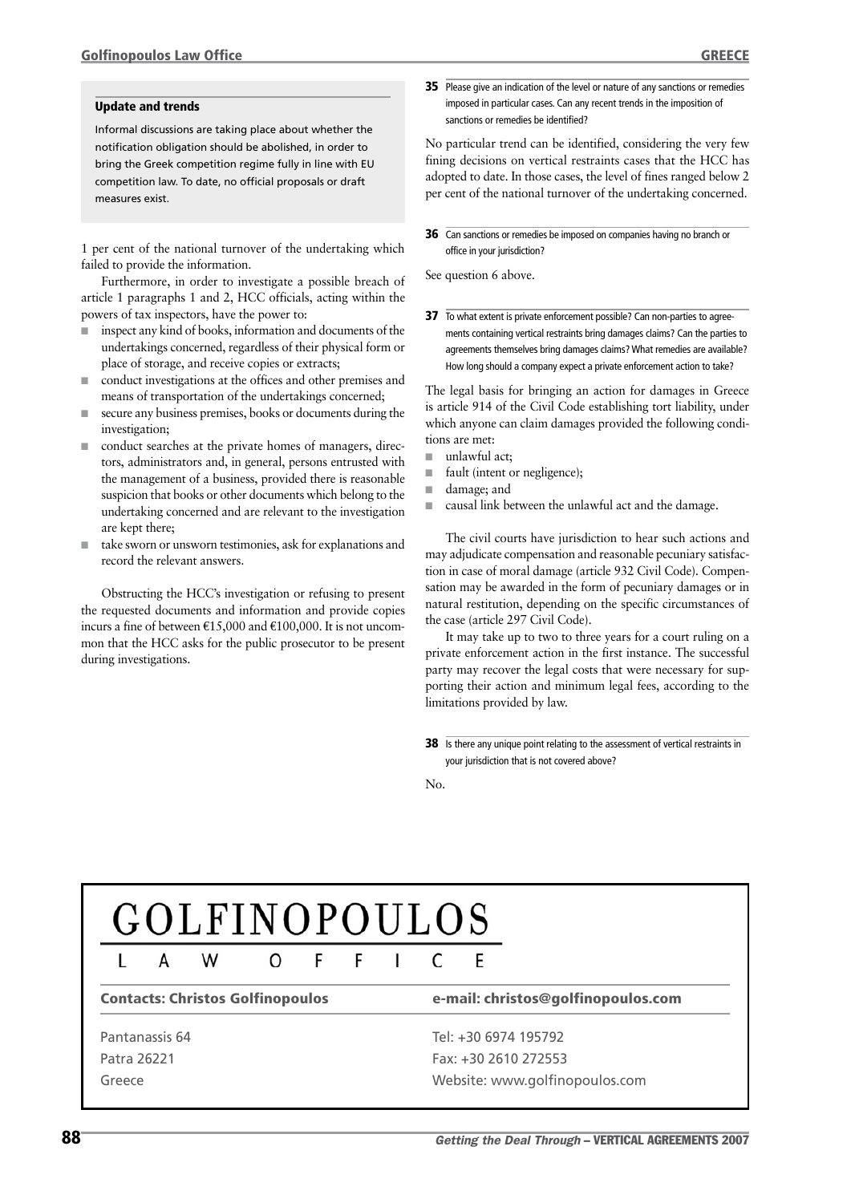### Update and trends

Informal discussions are taking place about whether the notification obligation should be abolished, in order to bring the Greek competition regime fully in line with EU competition law. To date, no official proposals or draft measures exist.

1 per cent of the national turnover of the undertaking which failed to provide the information.

Furthermore, in order to investigate a possible breach of article 1 paragraphs 1 and 2, HCC officials, acting within the powers of tax inspectors, have the power to:

- inspect any kind of books, information and documents of the undertakings concerned, regardless of their physical form or place of storage, and receive copies or extracts;
- conduct investigations at the offices and other premises and means of transportation of the undertakings concerned;
- secure any business premises, books or documents during the investigation;
- conduct searches at the private homes of managers, directors, administrators and, in general, persons entrusted with the management of a business, provided there is reasonable suspicion that books or other documents which belong to the undertaking concerned and are relevant to the investigation are kept there;
- take sworn or unsworn testimonies, ask for explanations and record the relevant answers.

Obstructing the HCC's investigation or refusing to present the requested documents and information and provide copies incurs a fine of between €15,000 and €100,000. It is not uncommon that the HCC asks for the public prosecutor to be present during investigations.

**35** Please give an indication of the level or nature of any sanctions or remedies imposed in particular cases. Can any recent trends in the imposition of sanctions or remedies be identified?

No particular trend can be identified, considering the very few fining decisions on vertical restraints cases that the HCC has adopted to date. In those cases, the level of fines ranged below 2 per cent of the national turnover of the undertaking concerned.

**36** Can sanctions or remedies be imposed on companies having no branch or office in your jurisdiction?

See question 6 above.

**37** To what extent is private enforcement possible? Can non-parties to agreements containing vertical restraints bring damages claims? Can the parties to agreements themselves bring damages claims? What remedies are available? How long should a company expect a private enforcement action to take?

The legal basis for bringing an action for damages in Greece is article 914 of the Civil Code establishing tort liability, under which anyone can claim damages provided the following conditions are met:

- unlawful act;
- fault (intent or negligence);
- damage; and
- causal link between the unlawful act and the damage.

The civil courts have jurisdiction to hear such actions and may adjudicate compensation and reasonable pecuniary satisfaction in case of moral damage (article 932 Civil Code). Compensation may be awarded in the form of pecuniary damages or in natural restitution, depending on the specific circumstances of the case (article 297 Civil Code).

It may take up to two to three years for a court ruling on a private enforcement action in the first instance. The successful party may recover the legal costs that were necessary for supporting their action and minimum legal fees, according to the limitations provided by law.

**38** Is there any unique point relating to the assessment of vertical restraints in your jurisdiction that is not covered above?

No.

GOLFINOPOULOS
LAW OFFICE

**Contacts: Christos Golfinopoulos** | **e-mail: christos@golfinopoulos.com**

Pantanassis 64
Patra 26221
Greece

Tel: +30 6974 195792
Fax: +30 2610 272553
Website: www.golfinopoulos.com